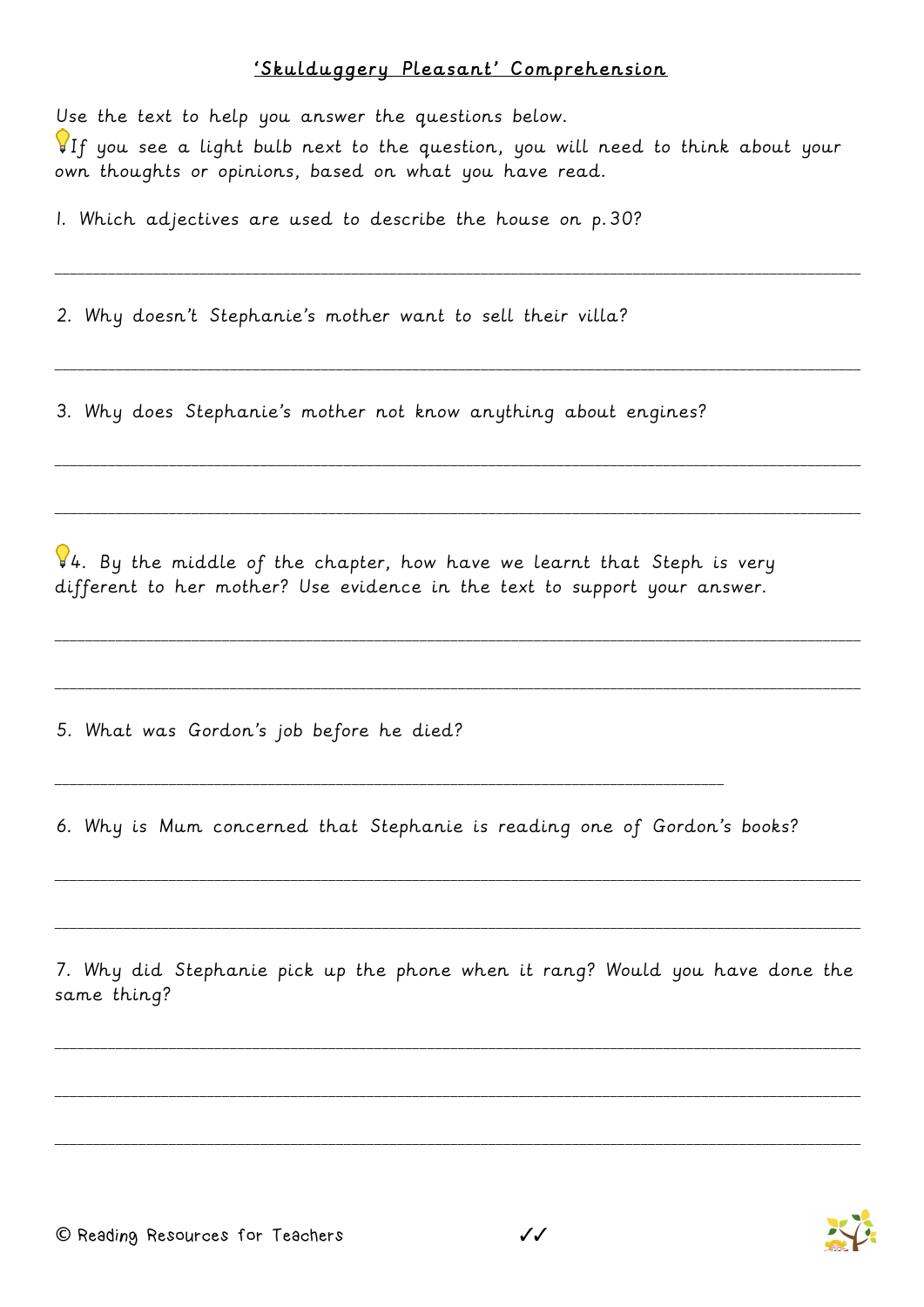## 'Skulduggery Pleasant' Comprehension

Use the text to help you answer the questions below.

💡If you see a light bulb next to the question, you will need to think about your own thoughts or opinions, based on what you have read.

1. Which adjectives are used to describe the house on p.30?

_______________________________________________________________________________

2. Why doesn't Stephanie's mother want to sell their villa?

_______________________________________________________________________________

3. Why does Stephanie's mother not know anything about engines?

_______________________________________________________________________________

_______________________________________________________________________________

💡4. By the middle of the chapter, how have we learnt that Steph is very different to her mother? Use evidence in the text to support your answer.

_______________________________________________________________________________

_______________________________________________________________________________

5. What was Gordon's job before he died?

_________________________________________________________________

6. Why is Mum concerned that Stephanie is reading one of Gordon's books?

_______________________________________________________________________________

_______________________________________________________________________________

7. Why did Stephanie pick up the phone when it rang? Would you have done the same thing?

_______________________________________________________________________________

_______________________________________________________________________________

_______________________________________________________________________________

© Reading Resources for Teachers ✓✓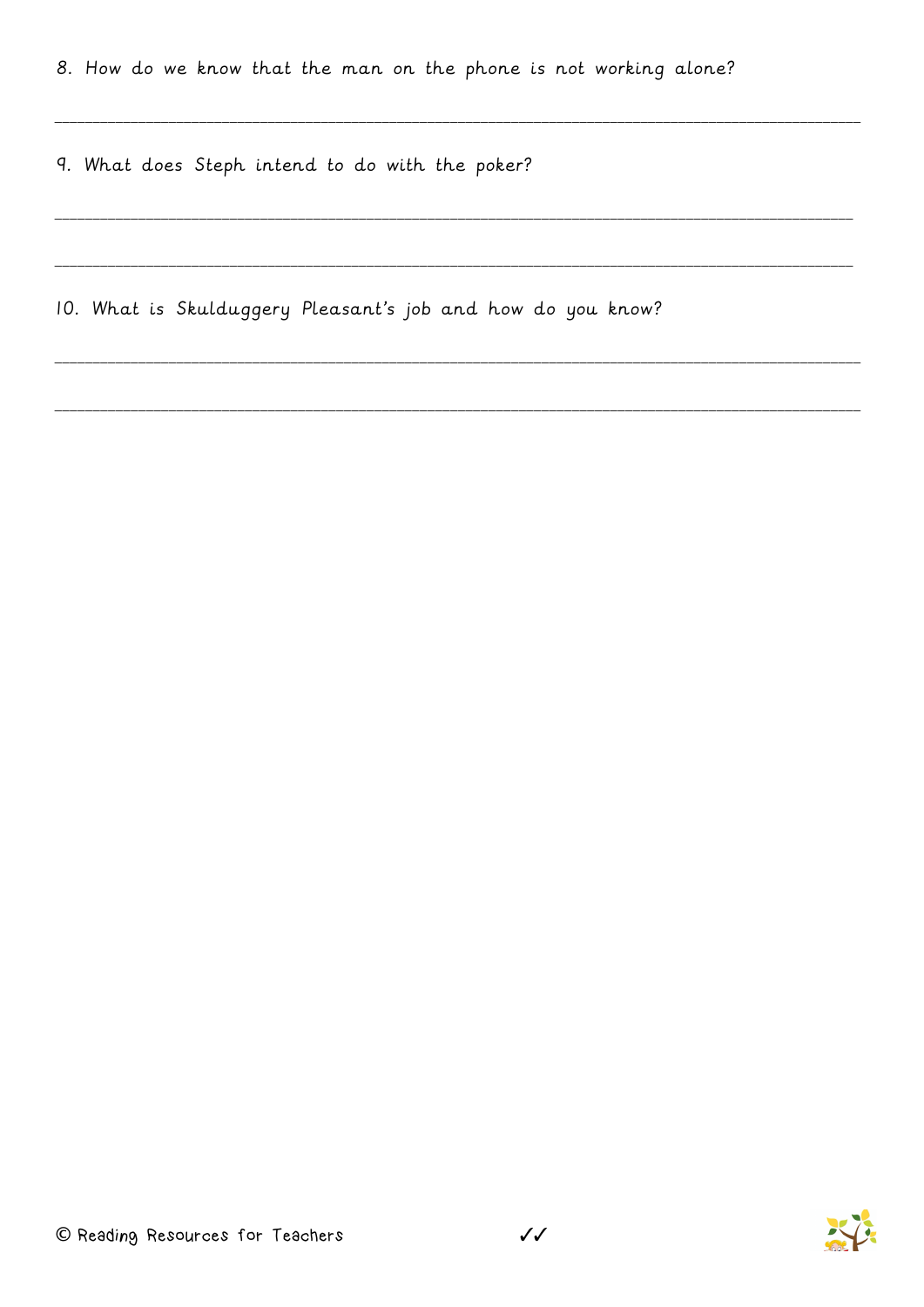8. How do we know that the man on the phone is not working alone?

_______________________________________________________________________________

9. What does Steph intend to do with the poker?

_______________________________________________________________________________

_______________________________________________________________________________

10. What is Skulduggery Pleasant's job and how do you know?

_______________________________________________________________________________

_______________________________________________________________________________

© Reading Resources for Teachers ✓✓